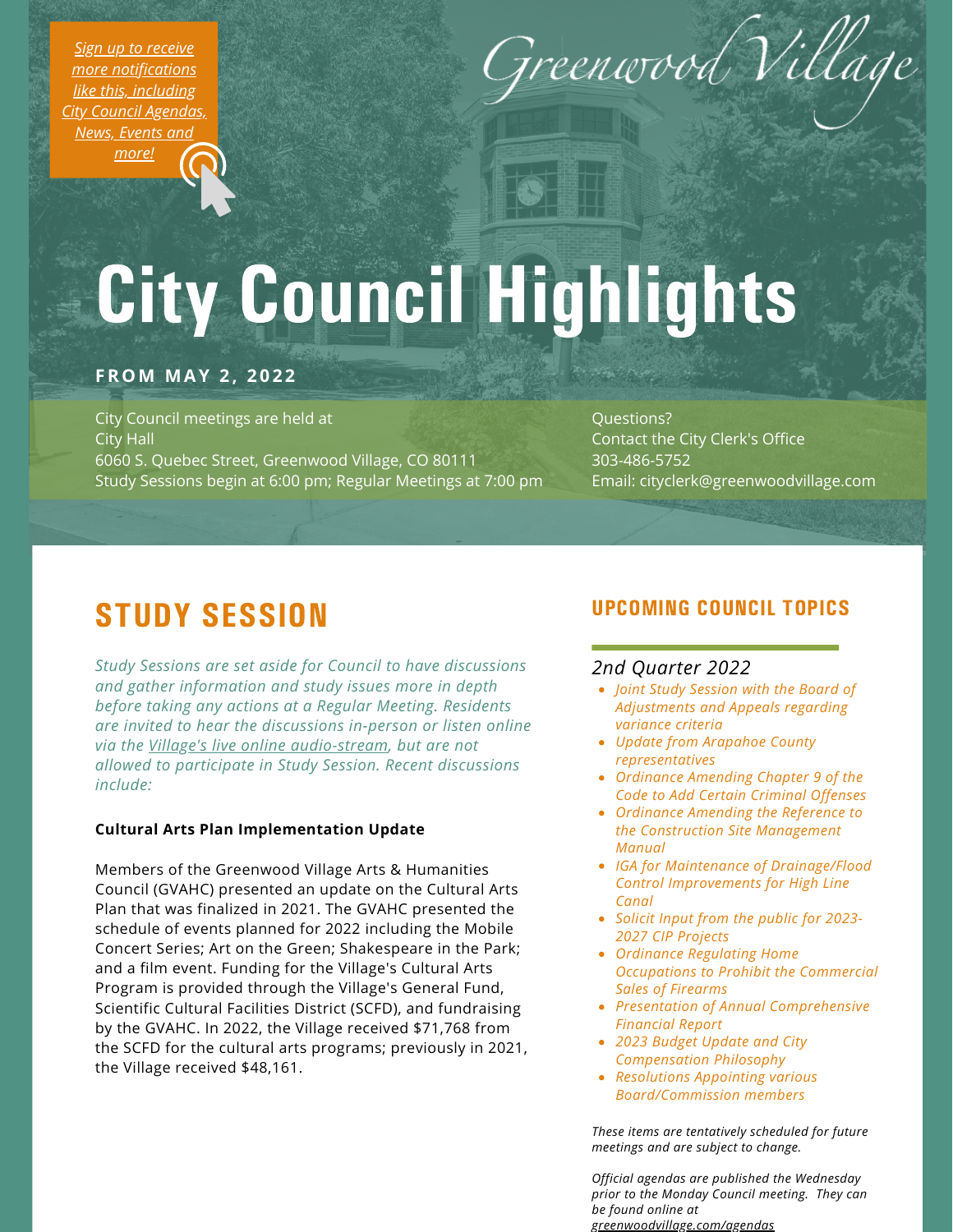*[Sign up to receive more notifications like this, including City Council Agendas, News, Events and more!]*

Greenwood Village

# City Council Highlights

**FROM MAY 2, 2022**

City Council meetings are held at
City Hall
6060 S. Quebec Street, Greenwood Village, CO 80111
Study Sessions begin at 6:00 pm; Regular Meetings at 7:00 pm

Questions?
Contact the City Clerk's Office
303-486-5752
Email: cityclerk@greenwoodvillage.com

## STUDY SESSION

*Study Sessions are set aside for Council to have discussions and gather information and study issues more in depth before taking any actions at a Regular Meeting. Residents are invited to hear the discussions in-person or listen online via the Village's live online audio-stream, but are not allowed to participate in Study Session. Recent discussions include:*

**Cultural Arts Plan Implementation Update**

Members of the Greenwood Village Arts & Humanities Council (GVAHC) presented an update on the Cultural Arts Plan that was finalized in 2021. The GVAHC presented the schedule of events planned for 2022 including the Mobile Concert Series; Art on the Green; Shakespeare in the Park; and a film event. Funding for the Village's Cultural Arts Program is provided through the Village's General Fund, Scientific Cultural Facilities District (SCFD), and fundraising by the GVAHC. In 2022, the Village received $71,768 from the SCFD for the cultural arts programs; previously in 2021, the Village received $48,161.

## UPCOMING COUNCIL TOPICS

### 2nd Quarter 2022

- *Joint Study Session with the Board of Adjustments and Appeals regarding variance criteria*
- *Update from Arapahoe County representatives*
- *Ordinance Amending Chapter 9 of the Code to Add Certain Criminal Offenses*
- *Ordinance Amending the Reference to the Construction Site Management Manual*
- *IGA for Maintenance of Drainage/Flood Control Improvements for High Line Canal*
- *Solicit Input from the public for 2023-2027 CIP Projects*
- *Ordinance Regulating Home Occupations to Prohibit the Commercial Sales of Firearms*
- *Presentation of Annual Comprehensive Financial Report*
- *2023 Budget Update and City Compensation Philosophy*
- *Resolutions Appointing various Board/Commission members*

*These items are tentatively scheduled for future meetings and are subject to change.*

*Official agendas are published the Wednesday prior to the Monday Council meeting. They can be found online at greenwoodvillage.com/agendas*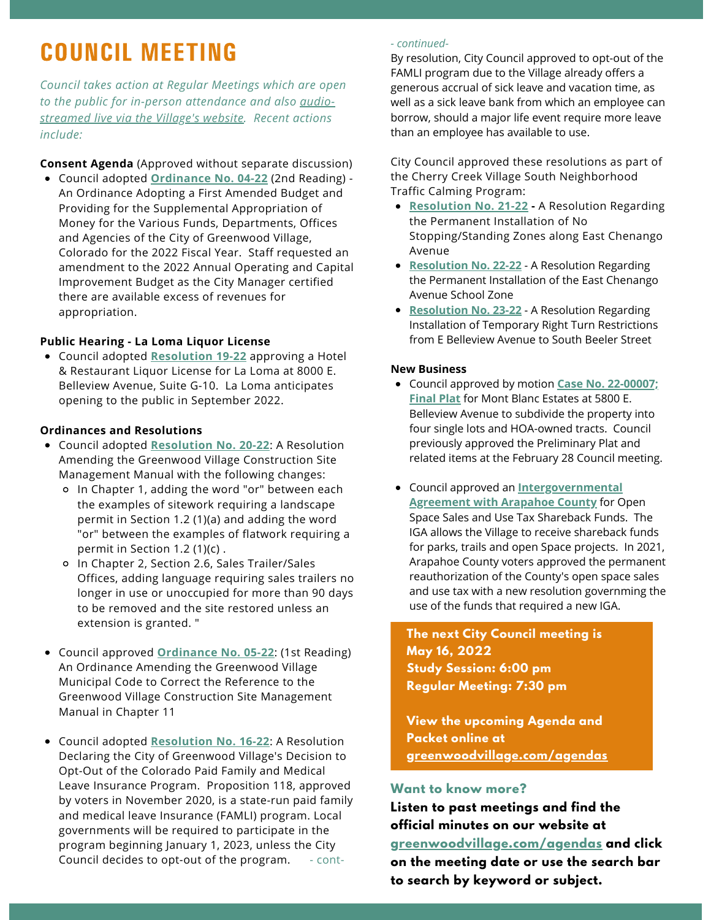# COUNCIL MEETING

*Council takes action at Regular Meetings which are open to the public for in-person attendance and also audio-streamed live via the Village's website. Recent actions include:*

**Consent Agenda** (Approved without separate discussion)

- Council adopted **Ordinance No. 04-22** (2nd Reading) - An Ordinance Adopting a First Amended Budget and Providing for the Supplemental Appropriation of Money for the Various Funds, Departments, Offices and Agencies of the City of Greenwood Village, Colorado for the 2022 Fiscal Year. Staff requested an amendment to the 2022 Annual Operating and Capital Improvement Budget as the City Manager certified there are available excess of revenues for appropriation.

**Public Hearing - La Loma Liquor License**

- Council adopted **Resolution 19-22** approving a Hotel & Restaurant Liquor License for La Loma at 8000 E. Belleview Avenue, Suite G-10. La Loma anticipates opening to the public in September 2022.

**Ordinances and Resolutions**

- Council adopted **Resolution No. 20-22**: A Resolution Amending the Greenwood Village Construction Site Management Manual with the following changes:
  - In Chapter 1, adding the word "or" between each the examples of sitework requiring a landscape permit in Section 1.2 (1)(a) and adding the word "or" between the examples of flatwork requiring a permit in Section 1.2 (1)(c) .
  - In Chapter 2, Section 2.6, Sales Trailer/Sales Offices, adding language requiring sales trailers no longer in use or unoccupied for more than 90 days to be removed and the site restored unless an extension is granted. "
- Council approved **Ordinance No. 05-22**: (1st Reading) An Ordinance Amending the Greenwood Village Municipal Code to Correct the Reference to the Greenwood Village Construction Site Management Manual in Chapter 11
- Council adopted **Resolution No. 16-22**: A Resolution Declaring the City of Greenwood Village's Decision to Opt-Out of the Colorado Paid Family and Medical Leave Insurance Program. Proposition 118, approved by voters in November 2020, is a state-run paid family and medical leave Insurance (FAMLI) program. Local governments will be required to participate in the program beginning January 1, 2023, unless the City Council decides to opt-out of the program. - cont-

*- continued-*

By resolution, City Council approved to opt-out of the FAMLI program due to the Village already offers a generous accrual of sick leave and vacation time, as well as a sick leave bank from which an employee can borrow, should a major life event require more leave than an employee has available to use.

City Council approved these resolutions as part of the Cherry Creek Village South Neighborhood Traffic Calming Program:

- **Resolution No. 21-22 -** A Resolution Regarding the Permanent Installation of No Stopping/Standing Zones along East Chenango Avenue
- **Resolution No. 22-22** - A Resolution Regarding the Permanent Installation of the East Chenango Avenue School Zone
- **Resolution No. 23-22** - A Resolution Regarding Installation of Temporary Right Turn Restrictions from E Belleview Avenue to South Beeler Street

**New Business**

- Council approved by motion **Case No. 22-00007; Final Plat** for Mont Blanc Estates at 5800 E. Belleview Avenue to subdivide the property into four single lots and HOA-owned tracts. Council previously approved the Preliminary Plat and related items at the February 28 Council meeting.
- Council approved an **Intergovernmental Agreement with Arapahoe County** for Open Space Sales and Use Tax Shareback Funds. The IGA allows the Village to receive shareback funds for parks, trails and open Space projects. In 2021, Arapahoe County voters approved the permanent reauthorization of the County's open space sales and use tax with a new resolution governming the use of the funds that required a new IGA.

**The next City Council meeting is May 16, 2022**
**Study Session: 6:00 pm**
**Regular Meeting: 7:30 pm**

**View the upcoming Agenda and Packet online at greenwoodvillage.com/agendas**

## Want to know more?

**Listen to past meetings and find the official minutes on our website at greenwoodvillage.com/agendas and click on the meeting date or use the search bar to search by keyword or subject.**